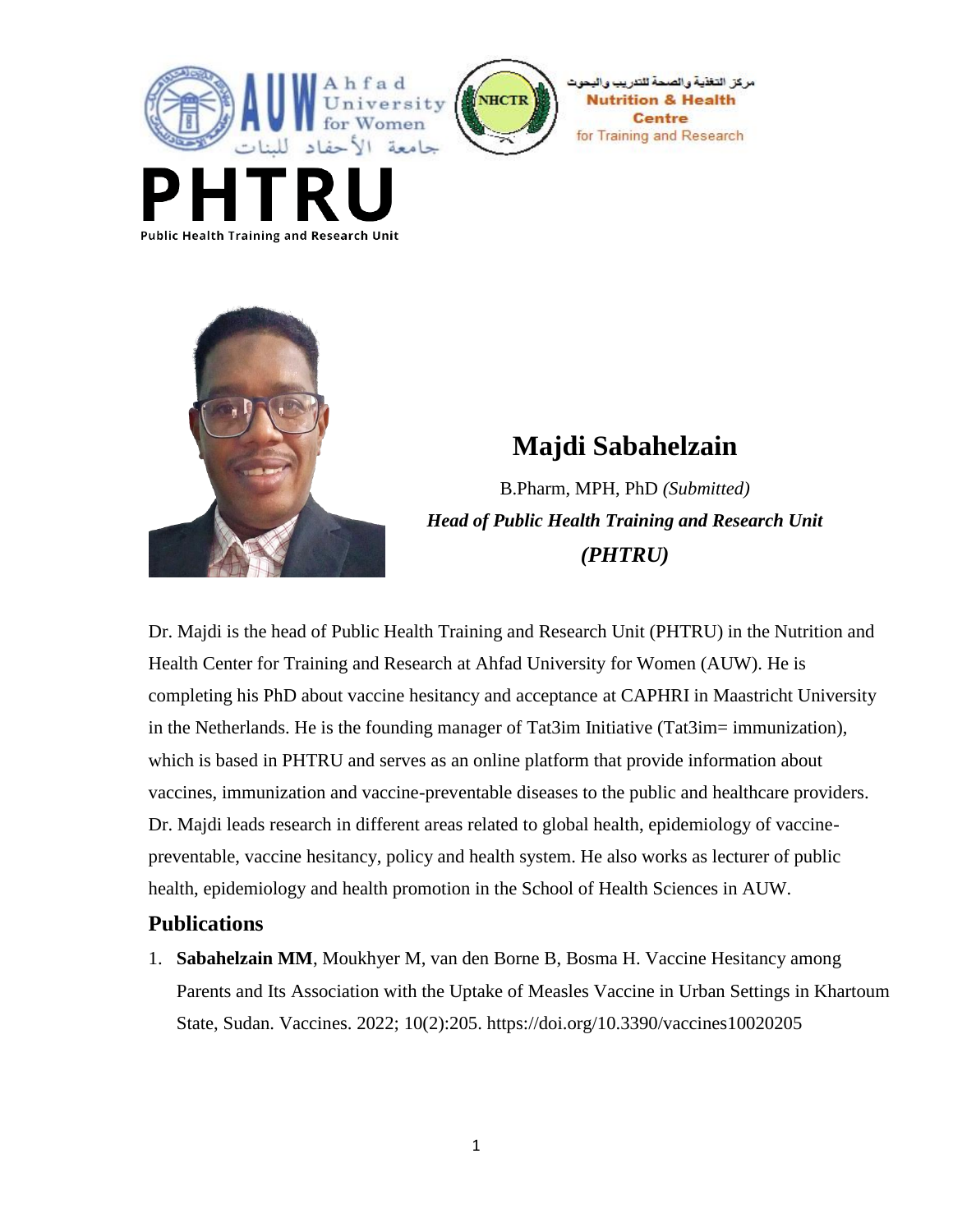Ahfad University for Women

جامعة الأحفاد للبنات

NHCTR

مركز التغذية والصحة للتدريب والبحوث

Nutrition & Health Centre for Training and Research

# PHTRU

Public Health Training and Research Unit

## Majdi Sabahelzain

B.Pharm, MPH, PhD *(Submitted)*

***Head of Public Health Training and Research Unit (PHTRU)***

Dr. Majdi is the head of Public Health Training and Research Unit (PHTRU) in the Nutrition and Health Center for Training and Research at Ahfad University for Women (AUW). He is completing his PhD about vaccine hesitancy and acceptance at CAPHRI in Maastricht University in the Netherlands. He is the founding manager of Tat3im Initiative (Tat3im= immunization), which is based in PHTRU and serves as an online platform that provide information about vaccines, immunization and vaccine-preventable diseases to the public and healthcare providers. Dr. Majdi leads research in different areas related to global health, epidemiology of vaccine-preventable, vaccine hesitancy, policy and health system. He also works as lecturer of public health, epidemiology and health promotion in the School of Health Sciences in AUW.

## Publications

1. **Sabahelzain MM**, Moukhyer M, van den Borne B, Bosma H. Vaccine Hesitancy among Parents and Its Association with the Uptake of Measles Vaccine in Urban Settings in Khartoum State, Sudan. Vaccines. 2022; 10(2):205. https://doi.org/10.3390/vaccines10020205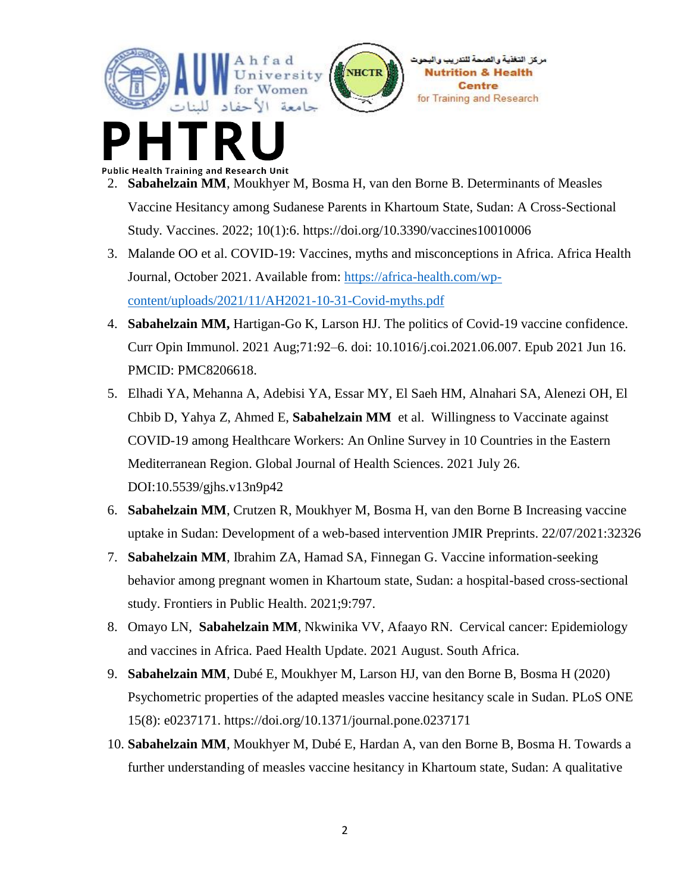2. **Sabahelzain MM**, Moukhyer M, Bosma H, van den Borne B. Determinants of Measles Vaccine Hesitancy among Sudanese Parents in Khartoum State, Sudan: A Cross-Sectional Study. Vaccines. 2022; 10(1):6. https://doi.org/10.3390/vaccines10010006
3. Malande OO et al. COVID-19: Vaccines, myths and misconceptions in Africa. Africa Health Journal, October 2021. Available from: [https://africa-health.com/wp-content/uploads/2021/11/AH2021-10-31-Covid-myths.pdf](https://africa-health.com/wp-content/uploads/2021/11/AH2021-10-31-Covid-myths.pdf)
4. **Sabahelzain MM,** Hartigan-Go K, Larson HJ. The politics of Covid-19 vaccine confidence. Curr Opin Immunol. 2021 Aug;71:92–6. doi: 10.1016/j.coi.2021.06.007. Epub 2021 Jun 16. PMCID: PMC8206618.
5. Elhadi YA, Mehanna A, Adebisi YA, Essar MY, El Saeh HM, Alnahari SA, Alenezi OH, El Chbib D, Yahya Z, Ahmed E, **Sabahelzain MM** et al. Willingness to Vaccinate against COVID-19 among Healthcare Workers: An Online Survey in 10 Countries in the Eastern Mediterranean Region. Global Journal of Health Sciences. 2021 July 26. DOI:10.5539/gjhs.v13n9p42
6. **Sabahelzain MM**, Crutzen R, Moukhyer M, Bosma H, van den Borne B Increasing vaccine uptake in Sudan: Development of a web-based intervention JMIR Preprints. 22/07/2021:32326
7. **Sabahelzain MM**, Ibrahim ZA, Hamad SA, Finnegan G. Vaccine information-seeking behavior among pregnant women in Khartoum state, Sudan: a hospital-based cross-sectional study. Frontiers in Public Health. 2021;9:797.
8. Omayo LN, **Sabahelzain MM**, Nkwinika VV, Afaayo RN. Cervical cancer: Epidemiology and vaccines in Africa. Paed Health Update. 2021 August. South Africa.
9. **Sabahelzain MM**, Dubé E, Moukhyer M, Larson HJ, van den Borne B, Bosma H (2020) Psychometric properties of the adapted measles vaccine hesitancy scale in Sudan. PLoS ONE 15(8): e0237171. https://doi.org/10.1371/journal.pone.0237171
10. **Sabahelzain MM**, Moukhyer M, Dubé E, Hardan A, van den Borne B, Bosma H. Towards a further understanding of measles vaccine hesitancy in Khartoum state, Sudan: A qualitative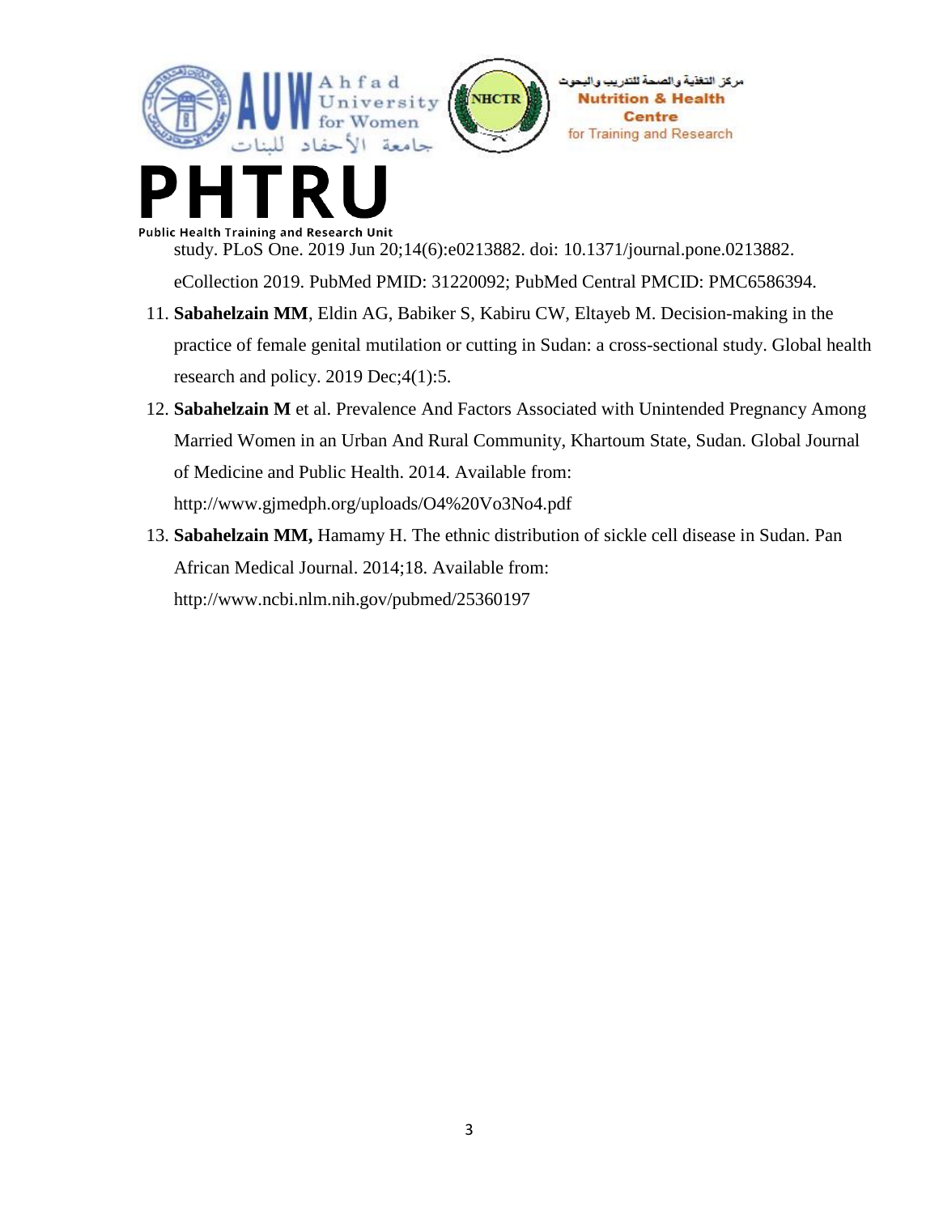study. PLoS One. 2019 Jun 20;14(6):e0213882. doi: 10.1371/journal.pone.0213882. eCollection 2019. PubMed PMID: 31220092; PubMed Central PMCID: PMC6586394.

11. **Sabahelzain MM**, Eldin AG, Babiker S, Kabiru CW, Eltayeb M. Decision-making in the practice of female genital mutilation or cutting in Sudan: a cross-sectional study. Global health research and policy. 2019 Dec;4(1):5.
12. **Sabahelzain M** et al. Prevalence And Factors Associated with Unintended Pregnancy Among Married Women in an Urban And Rural Community, Khartoum State, Sudan. Global Journal of Medicine and Public Health. 2014. Available from: http://www.gjmedph.org/uploads/O4%20Vo3No4.pdf
13. **Sabahelzain MM,** Hamamy H. The ethnic distribution of sickle cell disease in Sudan. Pan African Medical Journal. 2014;18. Available from: http://www.ncbi.nlm.nih.gov/pubmed/25360197